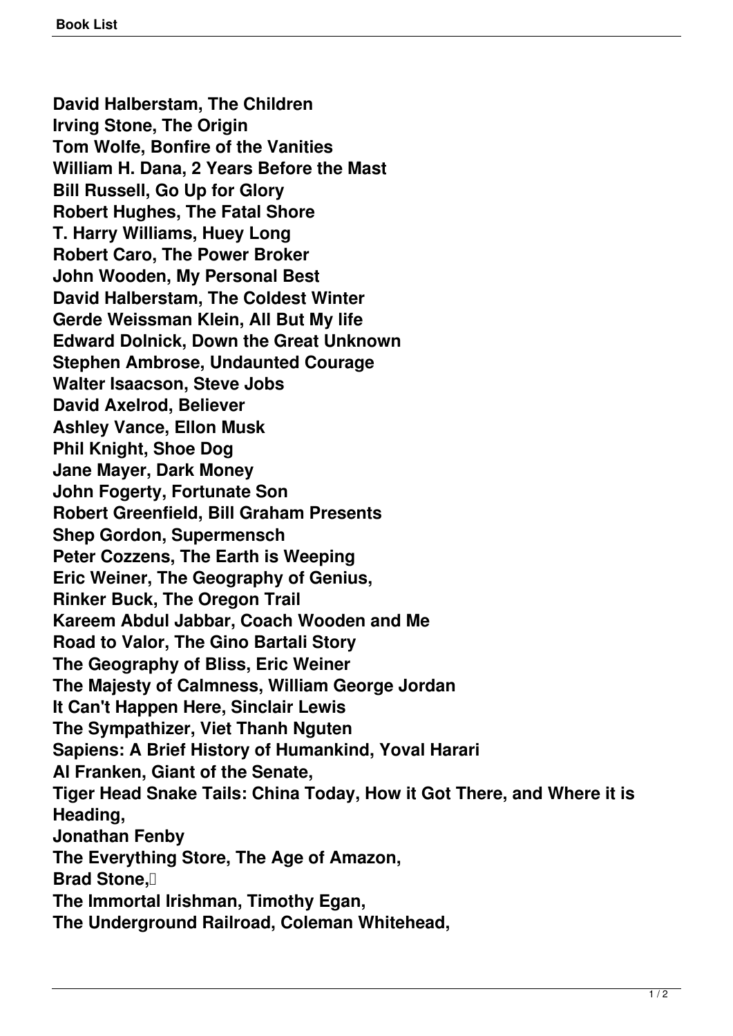**David Halberstam, The Children**
**Irving Stone, The Origin**
**Tom Wolfe, Bonfire of the Vanities**
**William H. Dana, 2 Years Before the Mast**
**Bill Russell, Go Up for Glory**
**Robert Hughes, The Fatal Shore**
**T. Harry Williams, Huey Long**
**Robert Caro, The Power Broker**
**John Wooden, My Personal Best**
**David Halberstam, The Coldest Winter**
**Gerde Weissman Klein, All But My life**
**Edward Dolnick, Down the Great Unknown**
**Stephen Ambrose, Undaunted Courage**
**Walter Isaacson, Steve Jobs**
**David Axelrod, Believer**
**Ashley Vance, Ellon Musk**
**Phil Knight, Shoe Dog**
**Jane Mayer, Dark Money**
**John Fogerty, Fortunate Son**
**Robert Greenfield, Bill Graham Presents**
**Shep Gordon, Supermensch**
**Peter Cozzens, The Earth is Weeping**
**Eric Weiner, The Geography of Genius,**
**Rinker Buck, The Oregon Trail**
**Kareem Abdul Jabbar, Coach Wooden and Me**
**Road to Valor, The Gino Bartali Story**
**The Geography of Bliss, Eric Weiner**
**The Majesty of Calmness, William George Jordan**
**It Can't Happen Here, Sinclair Lewis**
**The Sympathizer, Viet Thanh Nguten**
**Sapiens: A Brief History of Humankind, Yoval Harari**
**Al Franken, Giant of the Senate,**
**Tiger Head Snake Tails: China Today, How it Got There, and Where it is Heading,**
**Jonathan Fenby**
**The Everything Store, The Age of Amazon,**
**Brad Stone,**
**The Immortal Irishman, Timothy Egan,**
**The Underground Railroad, Coleman Whitehead,**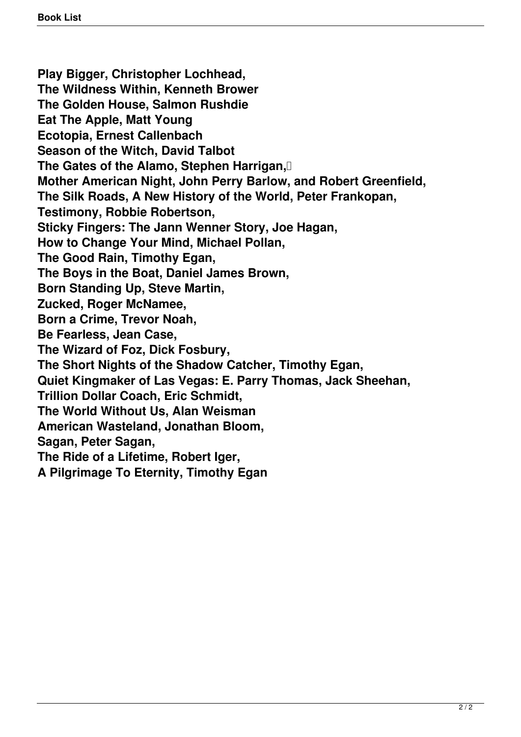**Play Bigger, Christopher Lochhead,**
**The Wildness Within, Kenneth Brower**
**The Golden House, Salmon Rushdie**
**Eat The Apple, Matt Young**
**Ecotopia, Ernest Callenbach**
**Season of the Witch, David Talbot**
**The Gates of the Alamo, Stephen Harrigan,**
**Mother American Night, John Perry Barlow, and Robert Greenfield,**
**The Silk Roads, A New History of the World, Peter Frankopan,**
**Testimony, Robbie Robertson,**
**Sticky Fingers: The Jann Wenner Story, Joe Hagan,**
**How to Change Your Mind, Michael Pollan,**
**The Good Rain, Timothy Egan,**
**The Boys in the Boat, Daniel James Brown,**
**Born Standing Up, Steve Martin,**
**Zucked, Roger McNamee,**
**Born a Crime, Trevor Noah,**
**Be Fearless, Jean Case,**
**The Wizard of Foz, Dick Fosbury,**
**The Short Nights of the Shadow Catcher, Timothy Egan,**
**Quiet Kingmaker of Las Vegas: E. Parry Thomas, Jack Sheehan,**
**Trillion Dollar Coach, Eric Schmidt,**
**The World Without Us, Alan Weisman**
**American Wasteland, Jonathan Bloom,**
**Sagan, Peter Sagan,**
**The Ride of a Lifetime, Robert Iger,**
**A Pilgrimage To Eternity, Timothy Egan**